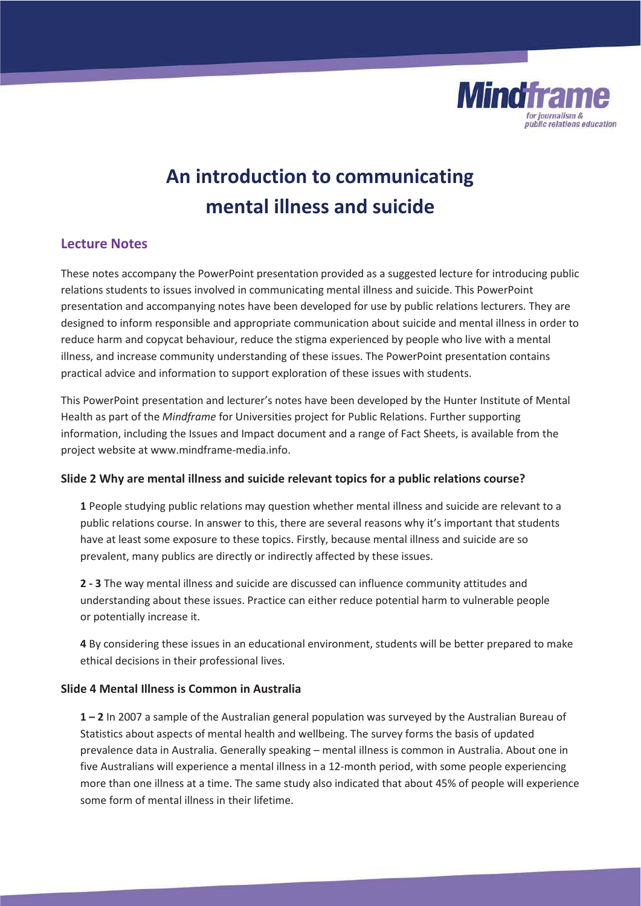# An introduction to communicating mental illness and suicide

## Lecture Notes

These notes accompany the PowerPoint presentation provided as a suggested lecture for introducing public relations students to issues involved in communicating mental illness and suicide. This PowerPoint presentation and accompanying notes have been developed for use by public relations lecturers. They are designed to inform responsible and appropriate communication about suicide and mental illness in order to reduce harm and copycat behaviour, reduce the stigma experienced by people who live with a mental illness, and increase community understanding of these issues. The PowerPoint presentation contains practical advice and information to support exploration of these issues with students.

This PowerPoint presentation and lecturer's notes have been developed by the Hunter Institute of Mental Health as part of the *Mindframe* for Universities project for Public Relations. Further supporting information, including the Issues and Impact document and a range of Fact Sheets, is available from the project website at www.mindframe-media.info.

### Slide 2 Why are mental illness and suicide relevant topics for a public relations course?

**1** People studying public relations may question whether mental illness and suicide are relevant to a public relations course. In answer to this, there are several reasons why it's important that students have at least some exposure to these topics. Firstly, because mental illness and suicide are so prevalent, many publics are directly or indirectly affected by these issues.

**2 - 3** The way mental illness and suicide are discussed can influence community attitudes and understanding about these issues. Practice can either reduce potential harm to vulnerable people or potentially increase it.

**4** By considering these issues in an educational environment, students will be better prepared to make ethical decisions in their professional lives.

### Slide 4 Mental Illness is Common in Australia

**1 – 2** In 2007 a sample of the Australian general population was surveyed by the Australian Bureau of Statistics about aspects of mental health and wellbeing. The survey forms the basis of updated prevalence data in Australia. Generally speaking – mental illness is common in Australia. About one in five Australians will experience a mental illness in a 12-month period, with some people experiencing more than one illness at a time. The same study also indicated that about 45% of people will experience some form of mental illness in their lifetime.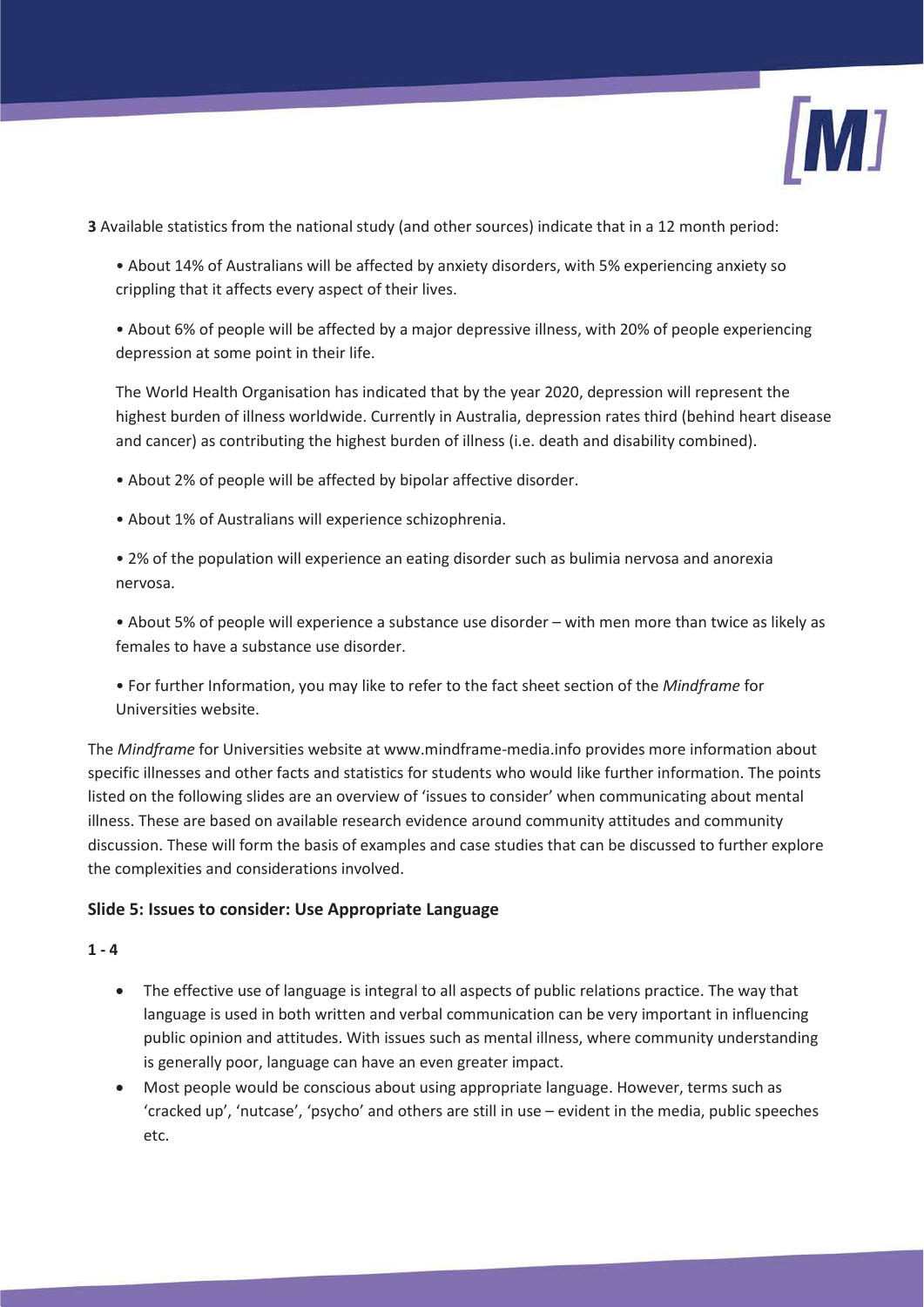**3** Available statistics from the national study (and other sources) indicate that in a 12 month period:

- About 14% of Australians will be affected by anxiety disorders, with 5% experiencing anxiety so crippling that it affects every aspect of their lives.

- About 6% of people will be affected by a major depressive illness, with 20% of people experiencing depression at some point in their life.

  The World Health Organisation has indicated that by the year 2020, depression will represent the highest burden of illness worldwide. Currently in Australia, depression rates third (behind heart disease and cancer) as contributing the highest burden of illness (i.e. death and disability combined).

- About 2% of people will be affected by bipolar affective disorder.

- About 1% of Australians will experience schizophrenia.

- 2% of the population will experience an eating disorder such as bulimia nervosa and anorexia nervosa.

- About 5% of people will experience a substance use disorder – with men more than twice as likely as females to have a substance use disorder.

- For further Information, you may like to refer to the fact sheet section of the *Mindframe* for Universities website.

The *Mindframe* for Universities website at www.mindframe-media.info provides more information about specific illnesses and other facts and statistics for students who would like further information. The points listed on the following slides are an overview of 'issues to consider' when communicating about mental illness. These are based on available research evidence around community attitudes and community discussion. These will form the basis of examples and case studies that can be discussed to further explore the complexities and considerations involved.

### Slide 5: Issues to consider: Use Appropriate Language

**1 - 4**

- The effective use of language is integral to all aspects of public relations practice. The way that language is used in both written and verbal communication can be very important in influencing public opinion and attitudes. With issues such as mental illness, where community understanding is generally poor, language can have an even greater impact.
- Most people would be conscious about using appropriate language. However, terms such as 'cracked up', 'nutcase', 'psycho' and others are still in use – evident in the media, public speeches etc.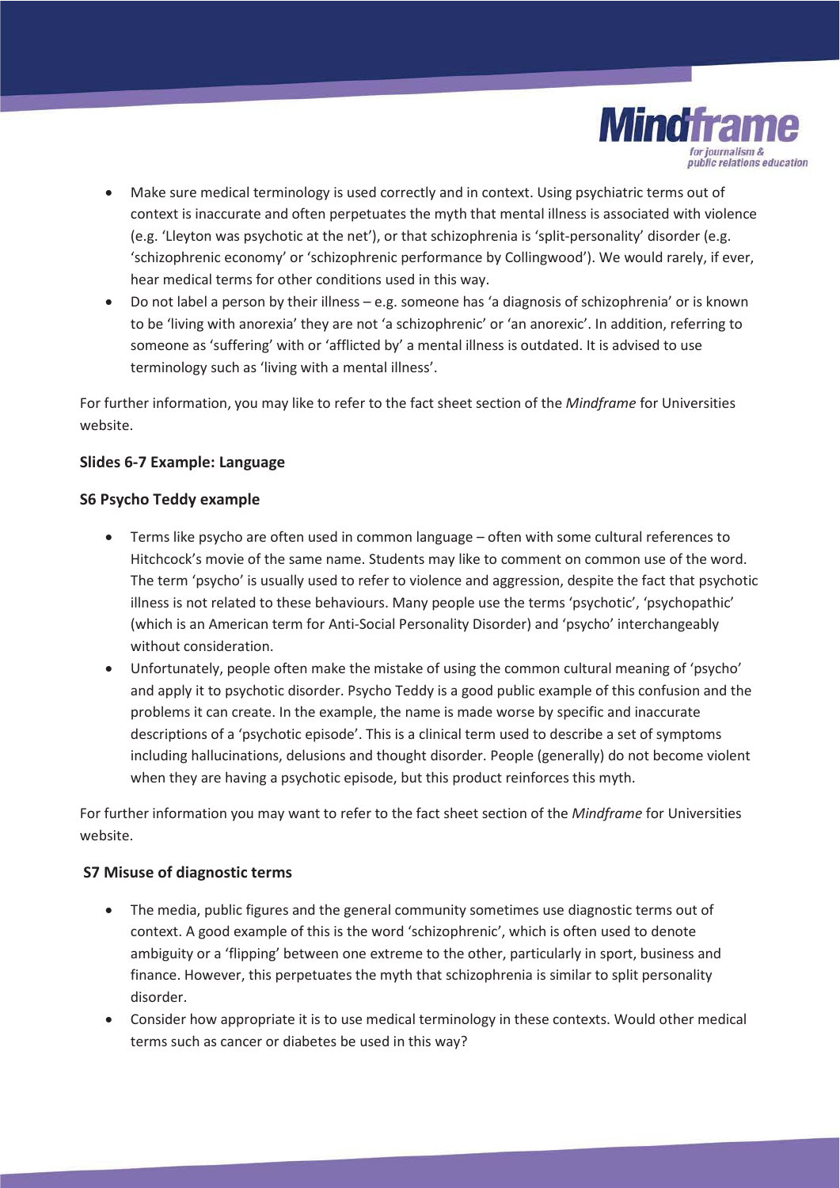- Make sure medical terminology is used correctly and in context. Using psychiatric terms out of context is inaccurate and often perpetuates the myth that mental illness is associated with violence (e.g. 'Lleyton was psychotic at the net'), or that schizophrenia is 'split-personality' disorder (e.g. 'schizophrenic economy' or 'schizophrenic performance by Collingwood'). We would rarely, if ever, hear medical terms for other conditions used in this way.
- Do not label a person by their illness – e.g. someone has 'a diagnosis of schizophrenia' or is known to be 'living with anorexia' they are not 'a schizophrenic' or 'an anorexic'. In addition, referring to someone as 'suffering' with or 'afflicted by' a mental illness is outdated. It is advised to use terminology such as 'living with a mental illness'.

For further information, you may like to refer to the fact sheet section of the *Mindframe* for Universities website.

**Slides 6-7 Example: Language**

**S6 Psycho Teddy example**

- Terms like psycho are often used in common language – often with some cultural references to Hitchcock's movie of the same name. Students may like to comment on common use of the word. The term 'psycho' is usually used to refer to violence and aggression, despite the fact that psychotic illness is not related to these behaviours. Many people use the terms 'psychotic', 'psychopathic' (which is an American term for Anti-Social Personality Disorder) and 'psycho' interchangeably without consideration.
- Unfortunately, people often make the mistake of using the common cultural meaning of 'psycho' and apply it to psychotic disorder. Psycho Teddy is a good public example of this confusion and the problems it can create. In the example, the name is made worse by specific and inaccurate descriptions of a 'psychotic episode'. This is a clinical term used to describe a set of symptoms including hallucinations, delusions and thought disorder. People (generally) do not become violent when they are having a psychotic episode, but this product reinforces this myth.

For further information you may want to refer to the fact sheet section of the *Mindframe* for Universities website.

**S7 Misuse of diagnostic terms**

- The media, public figures and the general community sometimes use diagnostic terms out of context. A good example of this is the word 'schizophrenic', which is often used to denote ambiguity or a 'flipping' between one extreme to the other, particularly in sport, business and finance. However, this perpetuates the myth that schizophrenia is similar to split personality disorder.
- Consider how appropriate it is to use medical terminology in these contexts. Would other medical terms such as cancer or diabetes be used in this way?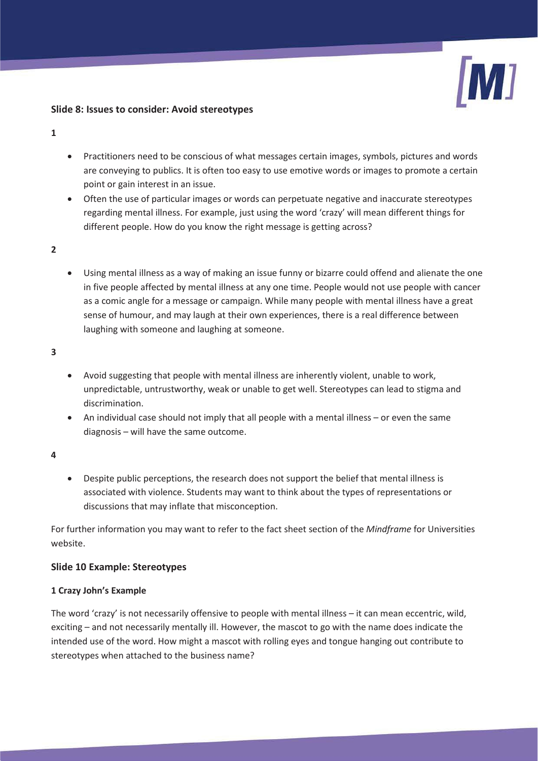### Slide 8: Issues to consider: Avoid stereotypes

**1**

- Practitioners need to be conscious of what messages certain images, symbols, pictures and words are conveying to publics. It is often too easy to use emotive words or images to promote a certain point or gain interest in an issue.
- Often the use of particular images or words can perpetuate negative and inaccurate stereotypes regarding mental illness. For example, just using the word 'crazy' will mean different things for different people. How do you know the right message is getting across?

**2**

- Using mental illness as a way of making an issue funny or bizarre could offend and alienate the one in five people affected by mental illness at any one time. People would not use people with cancer as a comic angle for a message or campaign. While many people with mental illness have a great sense of humour, and may laugh at their own experiences, there is a real difference between laughing with someone and laughing at someone.

**3**

- Avoid suggesting that people with mental illness are inherently violent, unable to work, unpredictable, untrustworthy, weak or unable to get well. Stereotypes can lead to stigma and discrimination.
- An individual case should not imply that all people with a mental illness – or even the same diagnosis – will have the same outcome.

**4**

- Despite public perceptions, the research does not support the belief that mental illness is associated with violence. Students may want to think about the types of representations or discussions that may inflate that misconception.

For further information you may want to refer to the fact sheet section of the *Mindframe* for Universities website.

### Slide 10 Example: Stereotypes

#### 1 Crazy John's Example

The word 'crazy' is not necessarily offensive to people with mental illness – it can mean eccentric, wild, exciting – and not necessarily mentally ill. However, the mascot to go with the name does indicate the intended use of the word. How might a mascot with rolling eyes and tongue hanging out contribute to stereotypes when attached to the business name?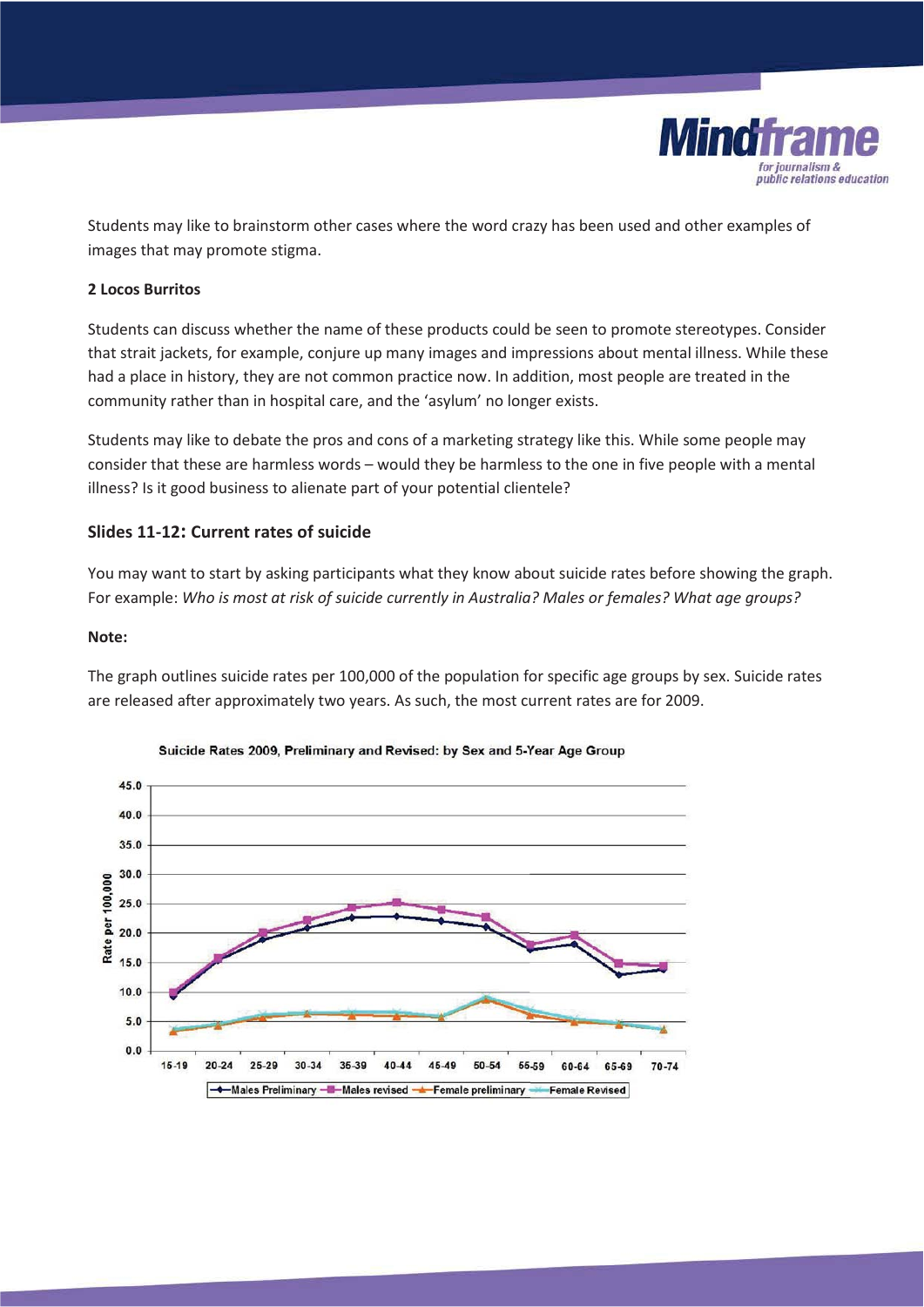Students may like to brainstorm other cases where the word crazy has been used and other examples of images that may promote stigma.

**2 Locos Burritos**

Students can discuss whether the name of these products could be seen to promote stereotypes. Consider that strait jackets, for example, conjure up many images and impressions about mental illness. While these had a place in history, they are not common practice now. In addition, most people are treated in the community rather than in hospital care, and the 'asylum' no longer exists.

Students may like to debate the pros and cons of a marketing strategy like this. While some people may consider that these are harmless words – would they be harmless to the one in five people with a mental illness? Is it good business to alienate part of your potential clientele?

## Slides 11-12: Current rates of suicide

You may want to start by asking participants what they know about suicide rates before showing the graph. For example: *Who is most at risk of suicide currently in Australia? Males or females? What age groups?*

**Note:**

The graph outlines suicide rates per 100,000 of the population for specific age groups by sex. Suicide rates are released after approximately two years. As such, the most current rates are for 2009.

**Suicide Rates 2009, Preliminary and Revised: by Sex and 5-Year Age Group**

Rate per 100,000 (y-axis, 0.0–45.0); age groups (x-axis): 15-19, 20-24, 25-29, 30-34, 35-39, 40-44, 45-49, 50-54, 55-59, 60-64, 65-69, 70-74

Legend: Males Preliminary, Males revised, Female preliminary, Female Revised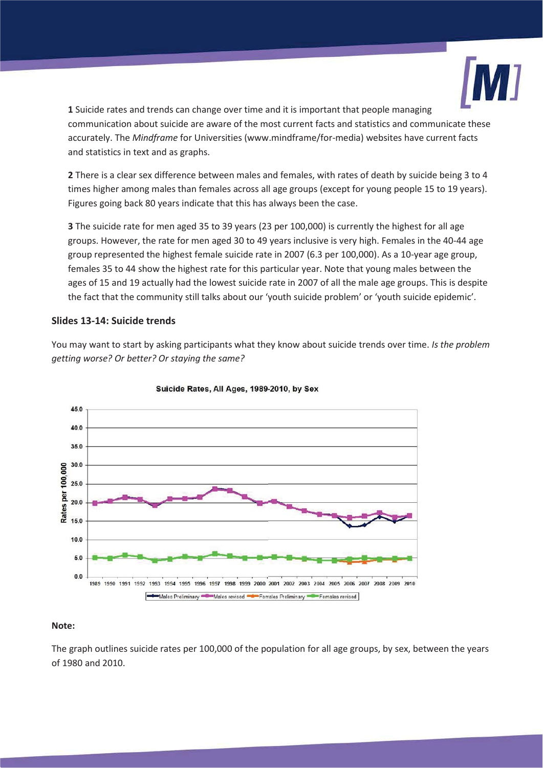**1** Suicide rates and trends can change over time and it is important that people managing communication about suicide are aware of the most current facts and statistics and communicate these accurately. The *Mindframe* for Universities (www.mindframe/for-media) websites have current facts and statistics in text and as graphs.

**2** There is a clear sex difference between males and females, with rates of death by suicide being 3 to 4 times higher among males than females across all age groups (except for young people 15 to 19 years). Figures going back 80 years indicate that this has always been the case.

**3** The suicide rate for men aged 35 to 39 years (23 per 100,000) is currently the highest for all age groups. However, the rate for men aged 30 to 49 years inclusive is very high. Females in the 40-44 age group represented the highest female suicide rate in 2007 (6.3 per 100,000). As a 10-year age group, females 35 to 44 show the highest rate for this particular year. Note that young males between the ages of 15 and 19 actually had the lowest suicide rate in 2007 of all the male age groups. This is despite the fact that the community still talks about our 'youth suicide problem' or 'youth suicide epidemic'.

### Slides 13-14: Suicide trends

You may want to start by asking participants what they know about suicide trends over time. *Is the problem getting worse? Or better? Or staying the same?*

Suicide Rates, All Ages, 1989-2010, by Sex

**Note:**

The graph outlines suicide rates per 100,000 of the population for all age groups, by sex, between the years of 1980 and 2010.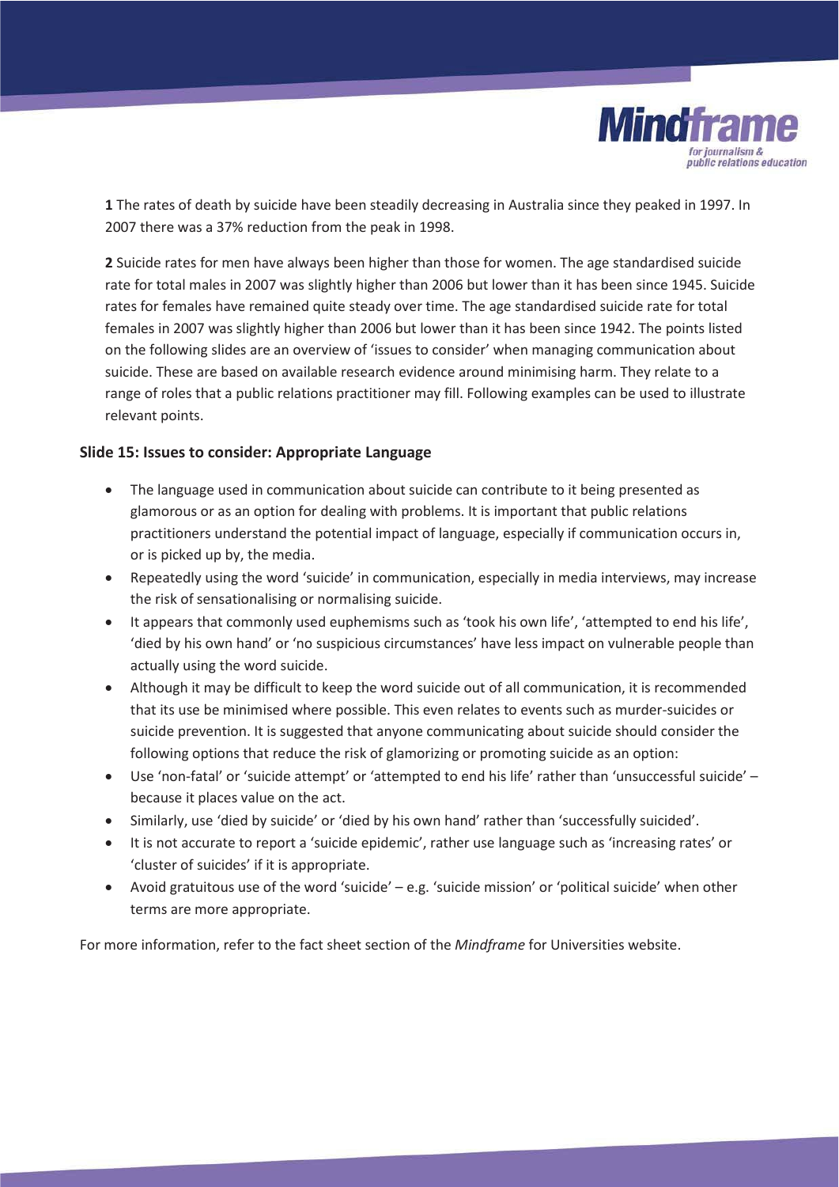**1** The rates of death by suicide have been steadily decreasing in Australia since they peaked in 1997. In 2007 there was a 37% reduction from the peak in 1998.

**2** Suicide rates for men have always been higher than those for women. The age standardised suicide rate for total males in 2007 was slightly higher than 2006 but lower than it has been since 1945. Suicide rates for females have remained quite steady over time. The age standardised suicide rate for total females in 2007 was slightly higher than 2006 but lower than it has been since 1942. The points listed on the following slides are an overview of 'issues to consider' when managing communication about suicide. These are based on available research evidence around minimising harm. They relate to a range of roles that a public relations practitioner may fill. Following examples can be used to illustrate relevant points.

### Slide 15: Issues to consider: Appropriate Language

- The language used in communication about suicide can contribute to it being presented as glamorous or as an option for dealing with problems. It is important that public relations practitioners understand the potential impact of language, especially if communication occurs in, or is picked up by, the media.
- Repeatedly using the word 'suicide' in communication, especially in media interviews, may increase the risk of sensationalising or normalising suicide.
- It appears that commonly used euphemisms such as 'took his own life', 'attempted to end his life', 'died by his own hand' or 'no suspicious circumstances' have less impact on vulnerable people than actually using the word suicide.
- Although it may be difficult to keep the word suicide out of all communication, it is recommended that its use be minimised where possible. This even relates to events such as murder-suicides or suicide prevention. It is suggested that anyone communicating about suicide should consider the following options that reduce the risk of glamorizing or promoting suicide as an option:
- Use 'non-fatal' or 'suicide attempt' or 'attempted to end his life' rather than 'unsuccessful suicide' – because it places value on the act.
- Similarly, use 'died by suicide' or 'died by his own hand' rather than 'successfully suicided'.
- It is not accurate to report a 'suicide epidemic', rather use language such as 'increasing rates' or 'cluster of suicides' if it is appropriate.
- Avoid gratuitous use of the word 'suicide' – e.g. 'suicide mission' or 'political suicide' when other terms are more appropriate.

For more information, refer to the fact sheet section of the *Mindframe* for Universities website.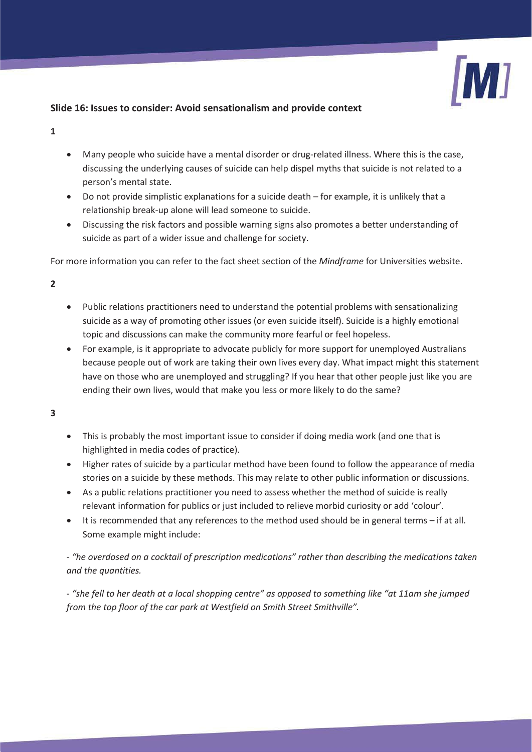## Slide 16: Issues to consider: Avoid sensationalism and provide context

**1**

- Many people who suicide have a mental disorder or drug-related illness. Where this is the case, discussing the underlying causes of suicide can help dispel myths that suicide is not related to a person's mental state.
- Do not provide simplistic explanations for a suicide death – for example, it is unlikely that a relationship break-up alone will lead someone to suicide.
- Discussing the risk factors and possible warning signs also promotes a better understanding of suicide as part of a wider issue and challenge for society.

For more information you can refer to the fact sheet section of the *Mindframe* for Universities website.

**2**

- Public relations practitioners need to understand the potential problems with sensationalizing suicide as a way of promoting other issues (or even suicide itself). Suicide is a highly emotional topic and discussions can make the community more fearful or feel hopeless.
- For example, is it appropriate to advocate publicly for more support for unemployed Australians because people out of work are taking their own lives every day. What impact might this statement have on those who are unemployed and struggling? If you hear that other people just like you are ending their own lives, would that make you less or more likely to do the same?

**3**

- This is probably the most important issue to consider if doing media work (and one that is highlighted in media codes of practice).
- Higher rates of suicide by a particular method have been found to follow the appearance of media stories on a suicide by these methods. This may relate to other public information or discussions.
- As a public relations practitioner you need to assess whether the method of suicide is really relevant information for publics or just included to relieve morbid curiosity or add 'colour'.
- It is recommended that any references to the method used should be in general terms – if at all. Some example might include:

*- "he overdosed on a cocktail of prescription medications" rather than describing the medications taken and the quantities.*

*- "she fell to her death at a local shopping centre" as opposed to something like "at 11am she jumped from the top floor of the car park at Westfield on Smith Street Smithville".*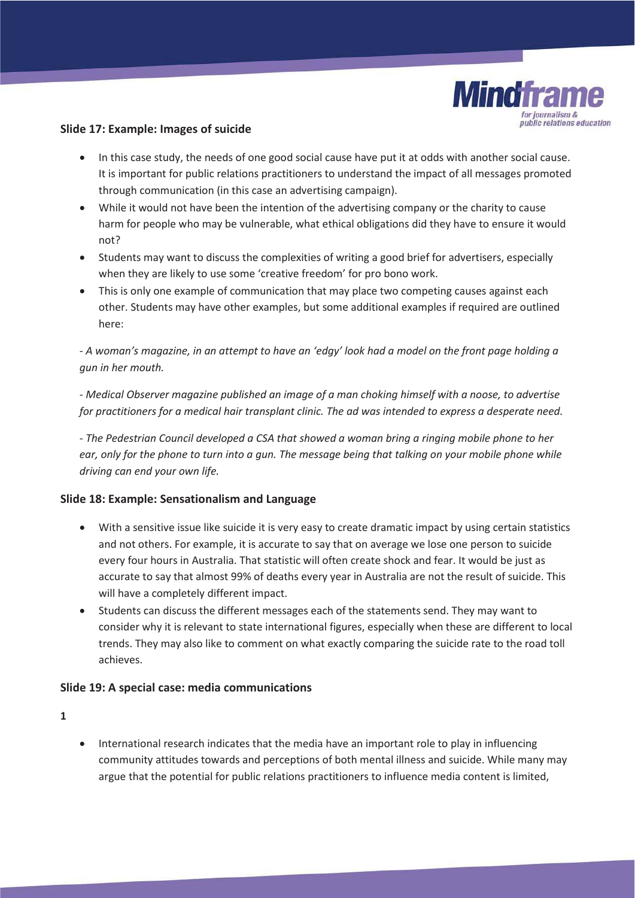### Slide 17: Example: Images of suicide

- In this case study, the needs of one good social cause have put it at odds with another social cause. It is important for public relations practitioners to understand the impact of all messages promoted through communication (in this case an advertising campaign).
- While it would not have been the intention of the advertising company or the charity to cause harm for people who may be vulnerable, what ethical obligations did they have to ensure it would not?
- Students may want to discuss the complexities of writing a good brief for advertisers, especially when they are likely to use some 'creative freedom' for pro bono work.
- This is only one example of communication that may place two competing causes against each other. Students may have other examples, but some additional examples if required are outlined here:

*- A woman's magazine, in an attempt to have an 'edgy' look had a model on the front page holding a gun in her mouth.*

*- Medical Observer magazine published an image of a man choking himself with a noose, to advertise for practitioners for a medical hair transplant clinic. The ad was intended to express a desperate need.*

*- The Pedestrian Council developed a CSA that showed a woman bring a ringing mobile phone to her ear, only for the phone to turn into a gun. The message being that talking on your mobile phone while driving can end your own life.*

### Slide 18: Example: Sensationalism and Language

- With a sensitive issue like suicide it is very easy to create dramatic impact by using certain statistics and not others. For example, it is accurate to say that on average we lose one person to suicide every four hours in Australia. That statistic will often create shock and fear. It would be just as accurate to say that almost 99% of deaths every year in Australia are not the result of suicide. This will have a completely different impact.
- Students can discuss the different messages each of the statements send. They may want to consider why it is relevant to state international figures, especially when these are different to local trends. They may also like to comment on what exactly comparing the suicide rate to the road toll achieves.

### Slide 19: A special case: media communications

**1**

- International research indicates that the media have an important role to play in influencing community attitudes towards and perceptions of both mental illness and suicide. While many may argue that the potential for public relations practitioners to influence media content is limited,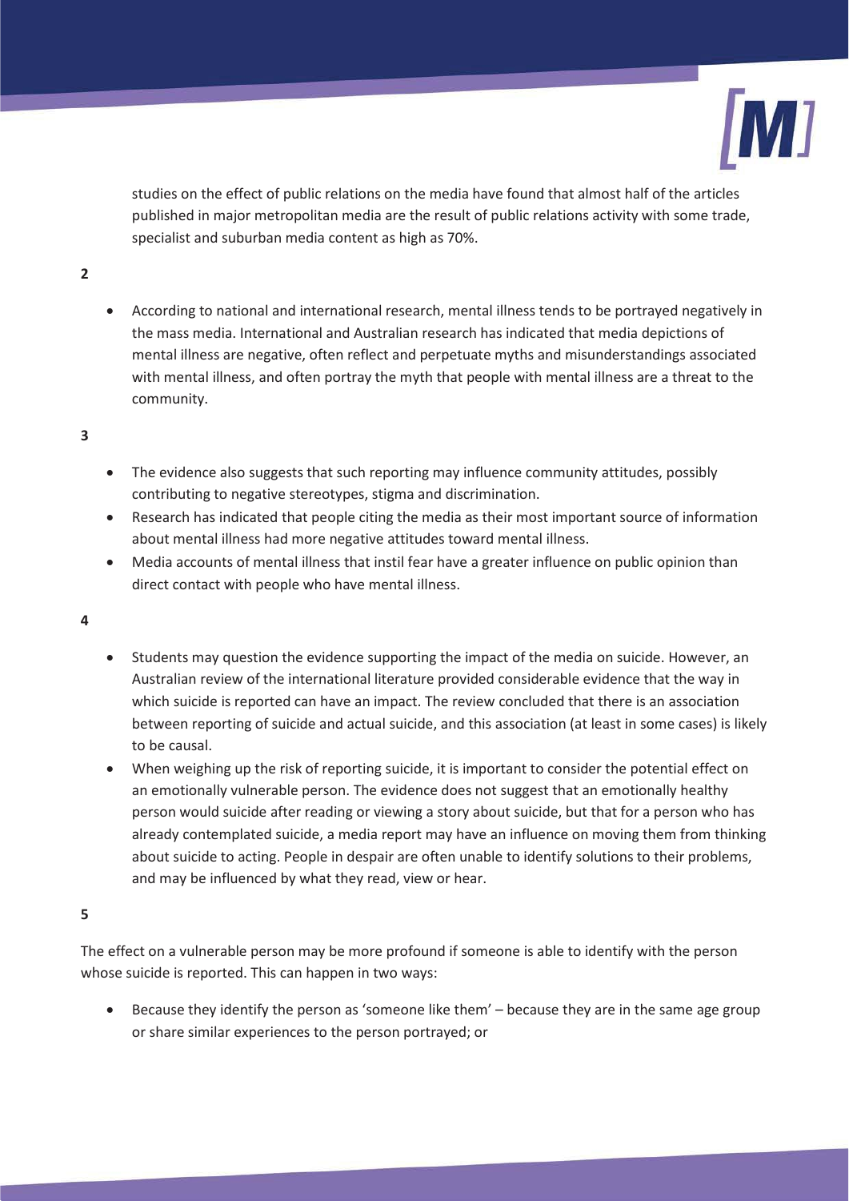studies on the effect of public relations on the media have found that almost half of the articles published in major metropolitan media are the result of public relations activity with some trade, specialist and suburban media content as high as 70%.

**2**

- According to national and international research, mental illness tends to be portrayed negatively in the mass media. International and Australian research has indicated that media depictions of mental illness are negative, often reflect and perpetuate myths and misunderstandings associated with mental illness, and often portray the myth that people with mental illness are a threat to the community.

**3**

- The evidence also suggests that such reporting may influence community attitudes, possibly contributing to negative stereotypes, stigma and discrimination.
- Research has indicated that people citing the media as their most important source of information about mental illness had more negative attitudes toward mental illness.
- Media accounts of mental illness that instil fear have a greater influence on public opinion than direct contact with people who have mental illness.

**4**

- Students may question the evidence supporting the impact of the media on suicide. However, an Australian review of the international literature provided considerable evidence that the way in which suicide is reported can have an impact. The review concluded that there is an association between reporting of suicide and actual suicide, and this association (at least in some cases) is likely to be causal.
- When weighing up the risk of reporting suicide, it is important to consider the potential effect on an emotionally vulnerable person. The evidence does not suggest that an emotionally healthy person would suicide after reading or viewing a story about suicide, but that for a person who has already contemplated suicide, a media report may have an influence on moving them from thinking about suicide to acting. People in despair are often unable to identify solutions to their problems, and may be influenced by what they read, view or hear.

**5**

The effect on a vulnerable person may be more profound if someone is able to identify with the person whose suicide is reported. This can happen in two ways:

- Because they identify the person as 'someone like them' – because they are in the same age group or share similar experiences to the person portrayed; or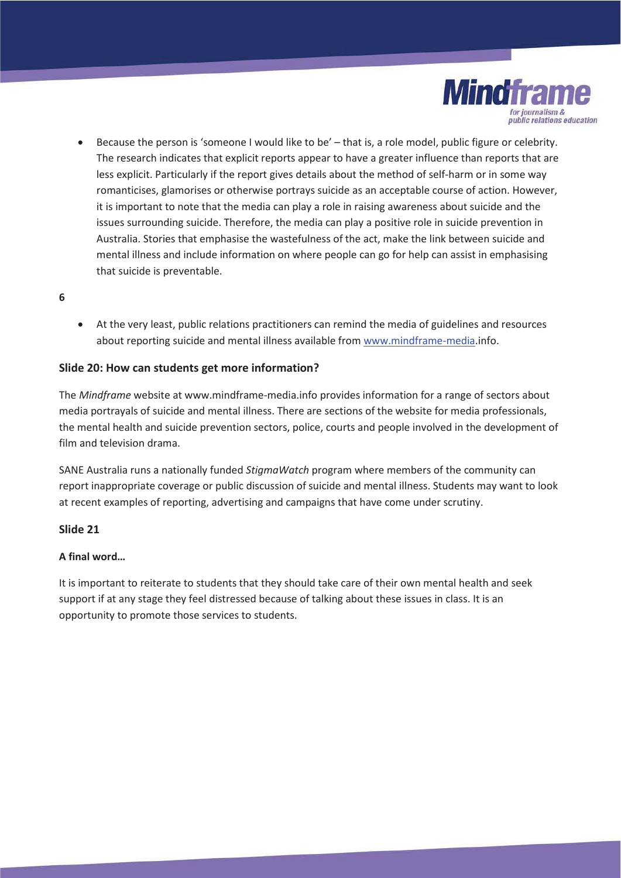- Because the person is 'someone I would like to be' – that is, a role model, public figure or celebrity. The research indicates that explicit reports appear to have a greater influence than reports that are less explicit. Particularly if the report gives details about the method of self-harm or in some way romanticises, glamorises or otherwise portrays suicide as an acceptable course of action. However, it is important to note that the media can play a role in raising awareness about suicide and the issues surrounding suicide. Therefore, the media can play a positive role in suicide prevention in Australia. Stories that emphasise the wastefulness of the act, make the link between suicide and mental illness and include information on where people can go for help can assist in emphasising that suicide is preventable.

- At the very least, public relations practitioners can remind the media of guidelines and resources about reporting suicide and mental illness available from www.mindframe-media.info.

### Slide 20: How can students get more information?

The *Mindframe* website at www.mindframe-media.info provides information for a range of sectors about media portrayals of suicide and mental illness. There are sections of the website for media professionals, the mental health and suicide prevention sectors, police, courts and people involved in the development of film and television drama.

SANE Australia runs a nationally funded *StigmaWatch* program where members of the community can report inappropriate coverage or public discussion of suicide and mental illness. Students may want to look at recent examples of reporting, advertising and campaigns that have come under scrutiny.

### Slide 21

**A final word…**

It is important to reiterate to students that they should take care of their own mental health and seek support if at any stage they feel distressed because of talking about these issues in class. It is an opportunity to promote those services to students.